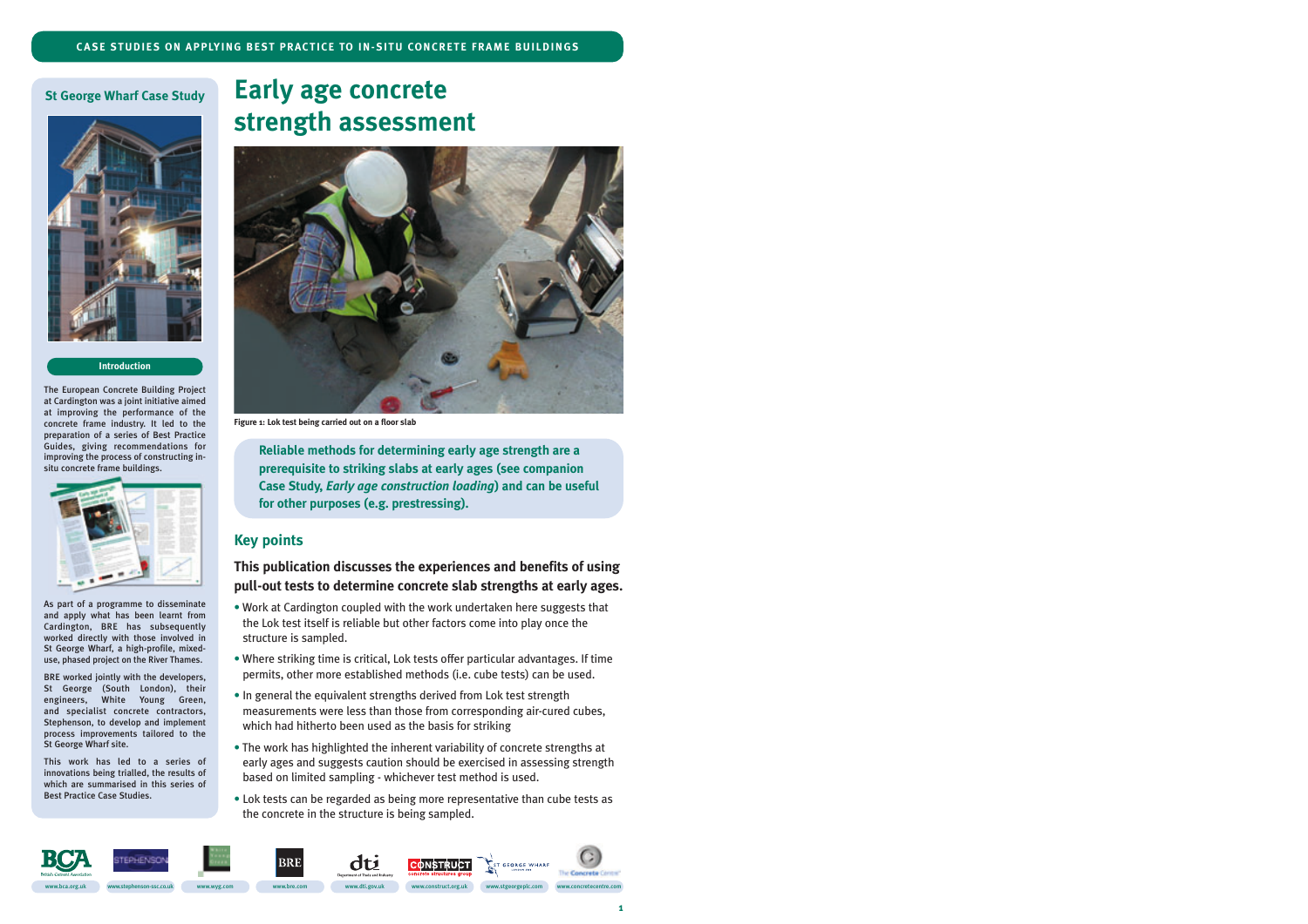# Early age concrete strength assessment

Figure 1: Lok test being carried out on a floor slab

**Reliable methods for determining early age strength are a prerequisite to striking slabs at early ages (see companion Case Study, *Early age construction loading*) and can be useful for other purposes (e.g. prestressing).**

## St George Wharf Case Study

### Introduction

The European Concrete Building Project at Cardington was a joint initiative aimed at improving the performance of the concrete frame industry. It led to the preparation of a series of Best Practice Guides, giving recommendations for improving the process of constructing in-situ concrete frame buildings.

As part of a programme to disseminate and apply what has been learnt from Cardington, BRE has subsequently worked directly with those involved in St George Wharf, a high-profile, mixed-use, phased project on the River Thames.

BRE worked jointly with the developers, St George (South London), their engineers, White Young Green, and specialist concrete contractors, Stephenson, to develop and implement process improvements tailored to the St George Wharf site.

This work has led to a series of innovations being trialled, the results of which are summarised in this series of Best Practice Case Studies.

## Key points

**This publication discusses the experiences and benefits of using pull-out tests to determine concrete slab strengths at early ages.**

- Work at Cardington coupled with the work undertaken here suggests that the Lok test itself is reliable but other factors come into play once the structure is sampled.
- Where striking time is critical, Lok tests offer particular advantages. If time permits, other more established methods (i.e. cube tests) can be used.
- In general the equivalent strengths derived from Lok test strength measurements were less than those from corresponding air-cured cubes, which had hitherto been used as the basis for striking
- The work has highlighted the inherent variability of concrete strengths at early ages and suggests caution should be exercised in assessing strength based on limited sampling - whichever test method is used.
- Lok tests can be regarded as being more representative than cube tests as the concrete in the structure is being sampled.

www.bca.org.uk | www.stephenson-ssc.co.uk | www.wyg.com | www.bre.com | www.dti.gov.uk | www.construct.org.uk | www.stgeorgeplc.com | www.concretecentre.com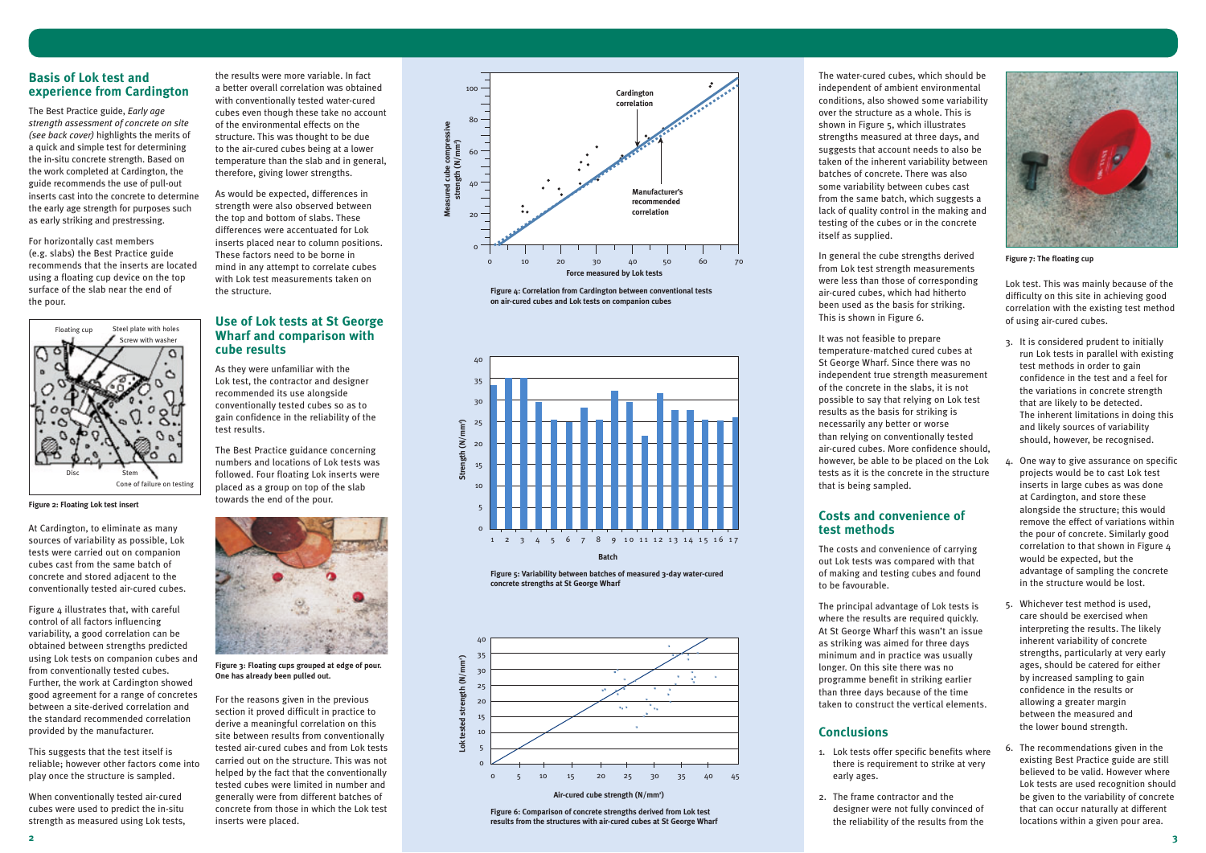## Basis of Lok test and experience from Cardington

The Best Practice guide, *Early age strength assessment of concrete on site (see back cover)* highlights the merits of a quick and simple test for determining the in-situ concrete strength. Based on the work completed at Cardington, the guide recommends the use of pull-out inserts cast into the concrete to determine the early age strength for purposes such as early striking and prestressing.

For horizontally cast members (e.g. slabs) the Best Practice guide recommends that the inserts are located using a floating cup device on the top surface of the slab near the end of the pour.

Figure 2: Floating Lok test insert

At Cardington, to eliminate as many sources of variability as possible, Lok tests were carried out on companion cubes cast from the same batch of concrete and stored adjacent to the conventionally tested air-cured cubes.

Figure 4 illustrates that, with careful control of all factors influencing variability, a good correlation can be obtained between strengths predicted using Lok tests on companion cubes and from conventionally tested cubes. Further, the work at Cardington showed good agreement for a range of concretes between a site-derived correlation and the standard recommended correlation provided by the manufacturer.

This suggests that the test itself is reliable; however other factors come into play once the structure is sampled.

When conventionally tested air-cured cubes were used to predict the in-situ strength as measured using Lok tests, the results were more variable. In fact a better overall correlation was obtained with conventionally tested water-cured cubes even though these take no account of the environmental effects on the structure. This was thought to be due to the air-cured cubes being at a lower temperature than the slab and in general, therefore, giving lower strengths.

As would be expected, differences in strength were also observed between the top and bottom of slabs. These differences were accentuated for Lok inserts placed near to column positions. These factors need to be borne in mind in any attempt to correlate cubes with Lok test measurements taken on the structure.

## Use of Lok tests at St George Wharf and comparison with cube results

As they were unfamiliar with the Lok test, the contractor and designer recommended its use alongside conventionally tested cubes so as to gain confidence in the reliability of the test results.

The Best Practice guidance concerning numbers and locations of Lok tests was followed. Four floating Lok inserts were placed as a group on top of the slab towards the end of the pour.

Figure 3: Floating cups grouped at edge of pour. One has already been pulled out.

For the reasons given in the previous section it proved difficult in practice to derive a meaningful correlation on this site between results from conventionally tested air-cured cubes and from Lok tests carried out on the structure. This was not helped by the fact that the conventionally tested cubes were limited in number and generally were from different batches of concrete from those in which the Lok test inserts were placed.

Figure 4: Correlation from Cardington between conventional tests on air-cured cubes and Lok tests on companion cubes

Figure 5: Variability between batches of measured 3-day water-cured concrete strengths at St George Wharf

Figure 6: Comparison of concrete strengths derived from Lok test results from the structures with air-cured cubes at St George Wharf

The water-cured cubes, which should be independent of ambient environmental conditions, also showed some variability over the structure as a whole. This is shown in Figure 5, which illustrates strengths measured at three days, and suggests that account needs to also be taken of the inherent variability between batches of concrete. There was also some variability between cubes cast from the same batch, which suggests a lack of quality control in the making and testing of the cubes or in the concrete itself as supplied.

In general the cube strengths derived from Lok test strength measurements were less than those of corresponding air-cured cubes, which had hitherto been used as the basis for striking. This is shown in Figure 6.

It was not feasible to prepare temperature-matched cured cubes at St George Wharf. Since there was no independent true strength measurement of the concrete in the slabs, it is not possible to say that relying on Lok test results as the basis for striking is necessarily any better or worse than relying on conventionally tested air-cured cubes. More confidence should, however, be able to be placed on the Lok tests as it is the concrete in the structure that is being sampled.

## Costs and convenience of test methods

The costs and convenience of carrying out Lok tests was compared with that of making and testing cubes and found to be favourable.

The principal advantage of Lok tests is where the results are required quickly. At St George Wharf this wasn't an issue as striking was aimed for three days minimum and in practice was usually longer. On this site there was no programme benefit in striking earlier than three days because of the time taken to construct the vertical elements.

## Conclusions

1. Lok tests offer specific benefits where there is requirement to strike at very early ages.
2. The frame contractor and the designer were not fully convinced of the reliability of the results from the Lok test. This was mainly because of the difficulty on this site in achieving good correlation with the existing test method of using air-cured cubes.
3. It is considered prudent to initially run Lok tests in parallel with existing test methods in order to gain confidence in the test and a feel for the variations in concrete strength that are likely to be detected. The inherent limitations in doing this and likely sources of variability should, however, be recognised.
4. One way to give assurance on specific projects would be to cast Lok test inserts in large cubes as was done at Cardington, and store these alongside the structure; this would remove the effect of variations within the pour of concrete. Similarly good correlation to that shown in Figure 4 would be expected, but the advantage of sampling the concrete in the structure would be lost.
5. Whichever test method is used, care should be exercised when interpreting the results. The likely inherent variability of concrete strengths, particularly at very early ages, should be catered for either by increased sampling to gain confidence in the results or allowing a greater margin between the measured and the lower bound strength.
6. The recommendations given in the existing Best Practice guide are still believed to be valid. However where Lok tests are used recognition should be given to the variability of concrete that can occur naturally at different locations within a given pour area.

Figure 7: The floating cup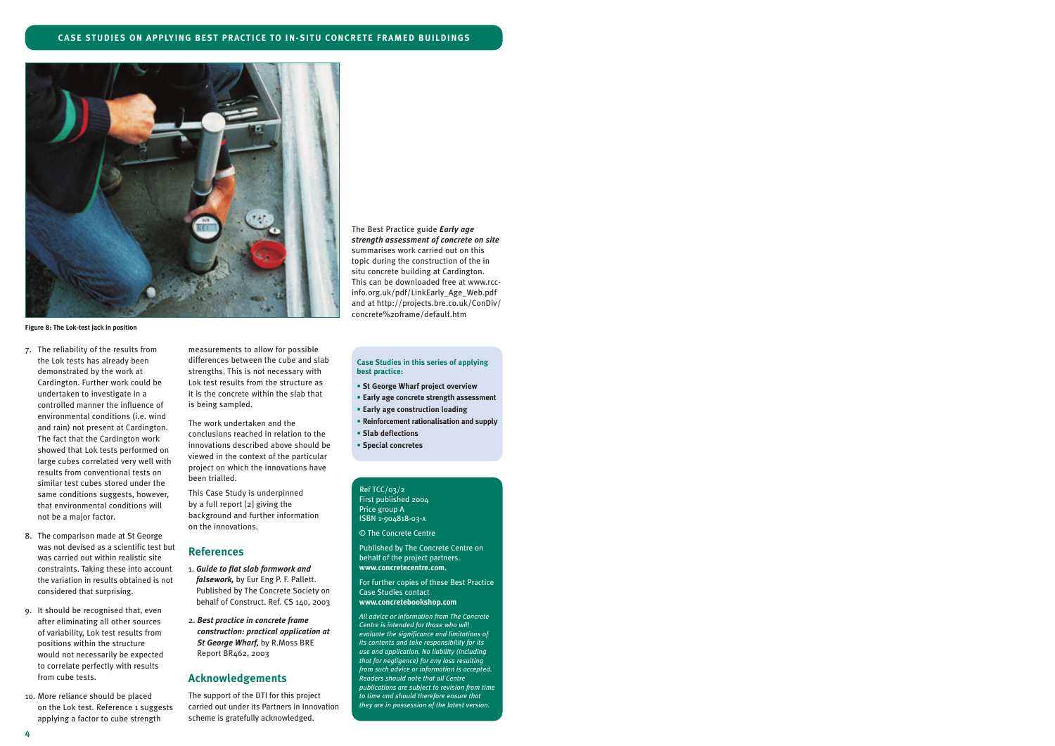Figure 8: The Lok-test jack in position

The Best Practice guide ***Early age strength assessment of concrete on site*** summarises work carried out on this topic during the construction of the in situ concrete building at Cardington. This can be downloaded free at www.rcc-info.org.uk/pdf/LinkEarly_Age_Web.pdf and at http://projects.bre.co.uk/ConDiv/concrete%20frame/default.htm

7. The reliability of the results from the Lok tests has already been demonstrated by the work at Cardington. Further work could be undertaken to investigate in a controlled manner the influence of environmental conditions (i.e. wind and rain) not present at Cardington. The fact that the Cardington work showed that Lok tests performed on large cubes correlated very well with results from conventional tests on similar test cubes stored under the same conditions suggests, however, that environmental conditions will not be a major factor.

8. The comparison made at St George was not devised as a scientific test but was carried out within realistic site constraints. Taking these into account the variation in results obtained is not considered that surprising.

9. It should be recognised that, even after eliminating all other sources of variability, Lok test results from positions within the structure would not necessarily be expected to correlate perfectly with results from cube tests.

10. More reliance should be placed on the Lok test. Reference 1 suggests applying a factor to cube strength measurements to allow for possible differences between the cube and slab strengths. This is not necessary with Lok test results from the structure as it is the concrete within the slab that is being sampled.

The work undertaken and the conclusions reached in relation to the innovations described above should be viewed in the context of the particular project on which the innovations have been trialled.

This Case Study is underpinned by a full report [2] giving the background and further information on the innovations.

## References

1. ***Guide to flat slab formwork and falsework,*** by Eur Eng P. F. Pallett. Published by The Concrete Society on behalf of Construct. Ref. CS 140, 2003

2. ***Best practice in concrete frame construction: practical application at St George Wharf,*** by R.Moss BRE Report BR462, 2003

## Acknowledgements

The support of the DTI for this project carried out under its Partners in Innovation scheme is gratefully acknowledged.

**Case Studies in this series of applying best practice:**

- **St George Wharf project overview**
- **Early age concrete strength assessment**
- **Early age construction loading**
- **Reinforcement rationalisation and supply**
- **Slab deflections**
- **Special concretes**

Ref TCC/03/2
First published 2004
Price group A
ISBN 1-904818-03-x

© The Concrete Centre

Published by The Concrete Centre on behalf of the project partners.
**www.concretecentre.com.**

For further copies of these Best Practice Case Studies contact
**www.concretebookshop.com**

*All advice or information from The Concrete Centre is intended for those who will evaluate the significance and limitations of its contents and take responsibility for its use and application. No liability (including that for negligence) for any loss resulting from such advice or information is accepted. Readers should note that all Centre publications are subject to revision from time to time and should therefore ensure that they are in possession of the latest version.*